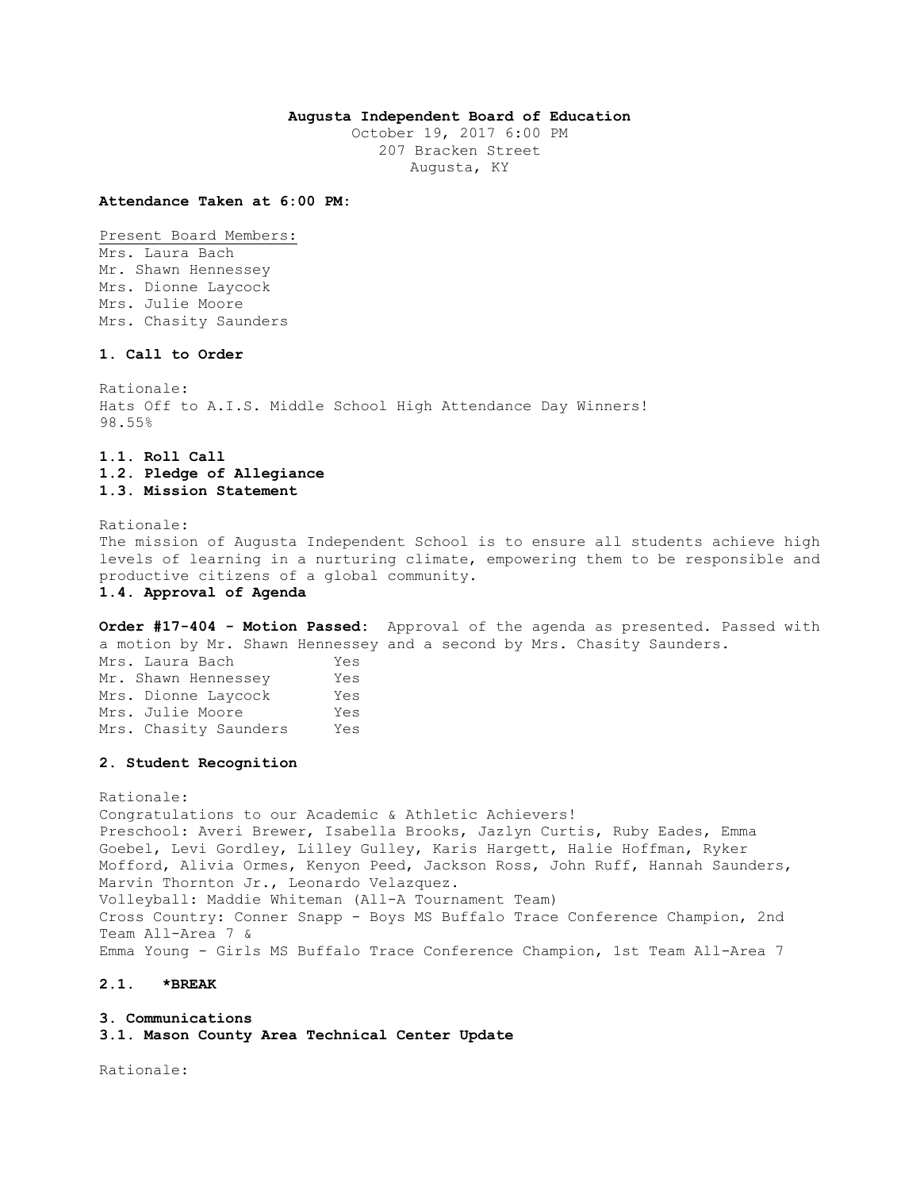**Augusta Independent Board of Education**
October 19, 2017 6:00 PM
207 Bracken Street
Augusta, KY

**Attendance Taken at 6:00 PM:**

Present Board Members:
Mrs. Laura Bach
Mr. Shawn Hennessey
Mrs. Dionne Laycock
Mrs. Julie Moore
Mrs. Chasity Saunders

**1. Call to Order**

Rationale:
Hats Off to A.I.S. Middle School High Attendance Day Winners!
98.55%

**1.1. Roll Call**
**1.2. Pledge of Allegiance**
**1.3. Mission Statement**

Rationale:
The mission of Augusta Independent School is to ensure all students achieve high levels of learning in a nurturing climate, empowering them to be responsible and productive citizens of a global community.

**1.4. Approval of Agenda**

**Order #17-404 - Motion Passed:** Approval of the agenda as presented. Passed with a motion by Mr. Shawn Hennessey and a second by Mrs. Chasity Saunders.

| | |
|---|---|
| Mrs. Laura Bach | Yes |
| Mr. Shawn Hennessey | Yes |
| Mrs. Dionne Laycock | Yes |
| Mrs. Julie Moore | Yes |
| Mrs. Chasity Saunders | Yes |

**2. Student Recognition**

Rationale:
Congratulations to our Academic & Athletic Achievers!
Preschool: Averi Brewer, Isabella Brooks, Jazlyn Curtis, Ruby Eades, Emma Goebel, Levi Gordley, Lilley Gulley, Karis Hargett, Halie Hoffman, Ryker Mofford, Alivia Ormes, Kenyon Peed, Jackson Ross, John Ruff, Hannah Saunders, Marvin Thornton Jr., Leonardo Velazquez.
Volleyball: Maddie Whiteman (All-A Tournament Team)
Cross Country: Conner Snapp - Boys MS Buffalo Trace Conference Champion, 2nd Team All-Area 7 &
Emma Young - Girls MS Buffalo Trace Conference Champion, 1st Team All-Area 7

**2.1. *BREAK**

**3. Communications**
**3.1. Mason County Area Technical Center Update**

Rationale: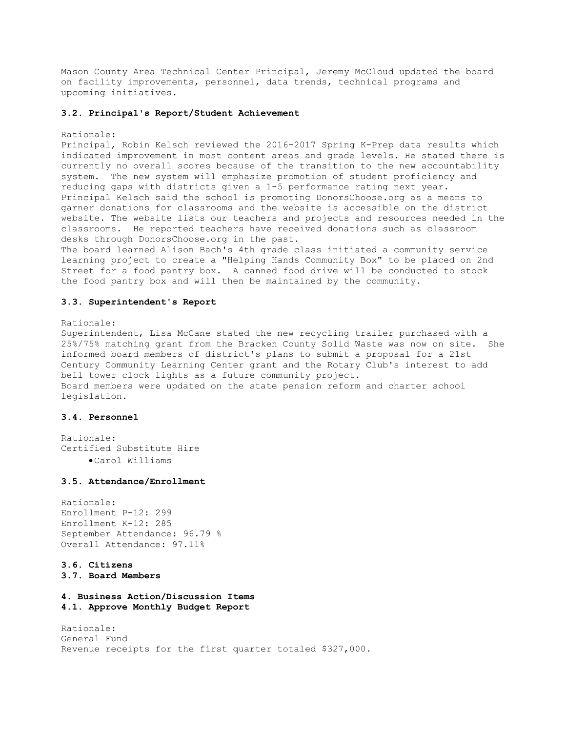Mason County Area Technical Center Principal, Jeremy McCloud updated the board on facility improvements, personnel, data trends, technical programs and upcoming initiatives.

### 3.2. Principal's Report/Student Achievement

Rationale:
Principal, Robin Kelsch reviewed the 2016-2017 Spring K-Prep data results which indicated improvement in most content areas and grade levels. He stated there is currently no overall scores because of the transition to the new accountability system. The new system will emphasize promotion of student proficiency and reducing gaps with districts given a 1-5 performance rating next year. Principal Kelsch said the school is promoting DonorsChoose.org as a means to garner donations for classrooms and the website is accessible on the district website. The website lists our teachers and projects and resources needed in the classrooms. He reported teachers have received donations such as classroom desks through DonorsChoose.org in the past.
The board learned Alison Bach's 4th grade class initiated a community service learning project to create a "Helping Hands Community Box" to be placed on 2nd Street for a food pantry box. A canned food drive will be conducted to stock the food pantry box and will then be maintained by the community.

### 3.3. Superintendent's Report

Rationale:
Superintendent, Lisa McCane stated the new recycling trailer purchased with a 25%/75% matching grant from the Bracken County Solid Waste was now on site. She informed board members of district's plans to submit a proposal for a 21st Century Community Learning Center grant and the Rotary Club's interest to add bell tower clock lights as a future community project.
Board members were updated on the state pension reform and charter school legislation.

### 3.4. Personnel

Rationale:
Certified Substitute Hire

- Carol Williams

### 3.5. Attendance/Enrollment

Rationale:
Enrollment P-12: 299
Enrollment K-12: 285
September Attendance: 96.79 %
Overall Attendance: 97.11%

### 3.6. Citizens

### 3.7. Board Members

## 4. Business Action/Discussion Items

### 4.1. Approve Monthly Budget Report

Rationale:
General Fund
Revenue receipts for the first quarter totaled $327,000.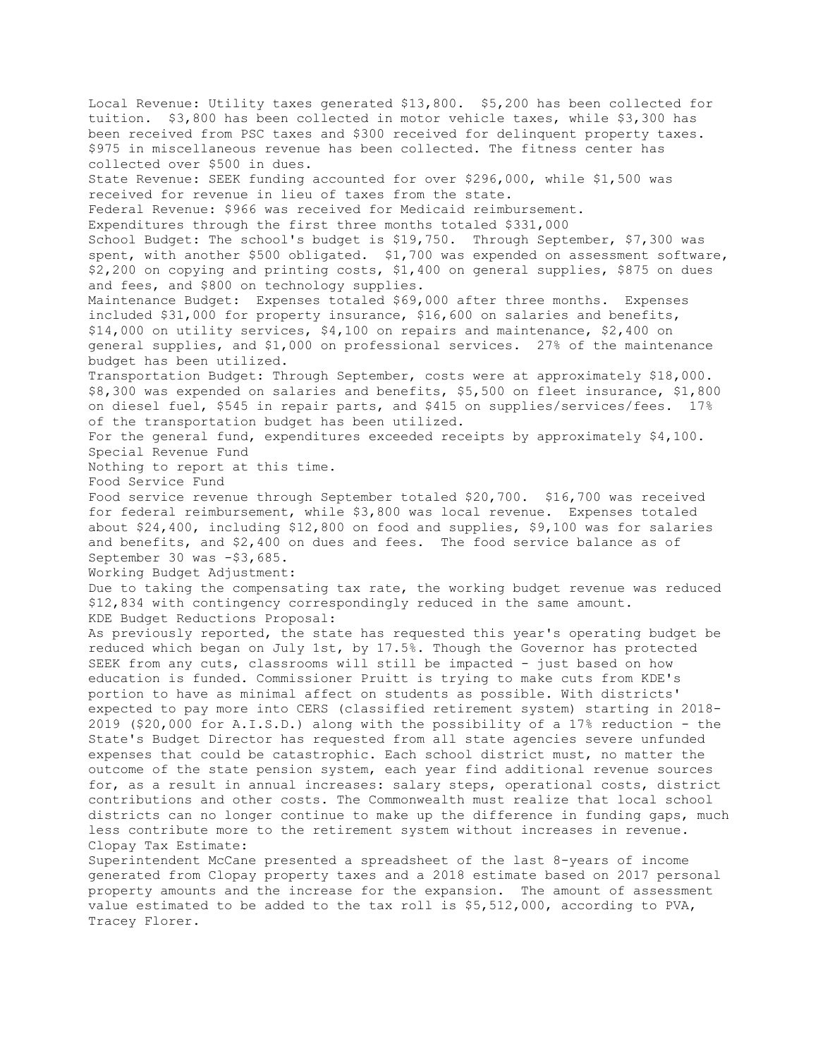Local Revenue: Utility taxes generated $13,800. $5,200 has been collected for tuition. $3,800 has been collected in motor vehicle taxes, while $3,300 has been received from PSC taxes and $300 received for delinquent property taxes. $975 in miscellaneous revenue has been collected. The fitness center has collected over $500 in dues.

State Revenue: SEEK funding accounted for over $296,000, while $1,500 was received for revenue in lieu of taxes from the state.

Federal Revenue: $966 was received for Medicaid reimbursement.

Expenditures through the first three months totaled $331,000

School Budget: The school's budget is $19,750. Through September, $7,300 was spent, with another $500 obligated. $1,700 was expended on assessment software, $2,200 on copying and printing costs, $1,400 on general supplies, $875 on dues and fees, and $800 on technology supplies.

Maintenance Budget: Expenses totaled $69,000 after three months. Expenses included $31,000 for property insurance, $16,600 on salaries and benefits, $14,000 on utility services, $4,100 on repairs and maintenance, $2,400 on general supplies, and $1,000 on professional services. 27% of the maintenance budget has been utilized.

Transportation Budget: Through September, costs were at approximately $18,000. $8,300 was expended on salaries and benefits, $5,500 on fleet insurance, $1,800 on diesel fuel, $545 in repair parts, and $415 on supplies/services/fees. 17% of the transportation budget has been utilized.

For the general fund, expenditures exceeded receipts by approximately $4,100.

Special Revenue Fund

Nothing to report at this time.

Food Service Fund

Food service revenue through September totaled $20,700. $16,700 was received for federal reimbursement, while $3,800 was local revenue. Expenses totaled about $24,400, including $12,800 on food and supplies, $9,100 was for salaries and benefits, and $2,400 on dues and fees. The food service balance as of September 30 was -$3,685.

Working Budget Adjustment:

Due to taking the compensating tax rate, the working budget revenue was reduced $12,834 with contingency correspondingly reduced in the same amount.

KDE Budget Reductions Proposal:

As previously reported, the state has requested this year's operating budget be reduced which began on July 1st, by 17.5%. Though the Governor has protected SEEK from any cuts, classrooms will still be impacted - just based on how education is funded. Commissioner Pruitt is trying to make cuts from KDE's portion to have as minimal affect on students as possible. With districts' expected to pay more into CERS (classified retirement system) starting in 2018-2019 ($20,000 for A.I.S.D.) along with the possibility of a 17% reduction - the State's Budget Director has requested from all state agencies severe unfunded expenses that could be catastrophic. Each school district must, no matter the outcome of the state pension system, each year find additional revenue sources for, as a result in annual increases: salary steps, operational costs, district contributions and other costs. The Commonwealth must realize that local school districts can no longer continue to make up the difference in funding gaps, much less contribute more to the retirement system without increases in revenue.

Clopay Tax Estimate:

Superintendent McCane presented a spreadsheet of the last 8-years of income generated from Clopay property taxes and a 2018 estimate based on 2017 personal property amounts and the increase for the expansion. The amount of assessment value estimated to be added to the tax roll is $5,512,000, according to PVA, Tracey Florer.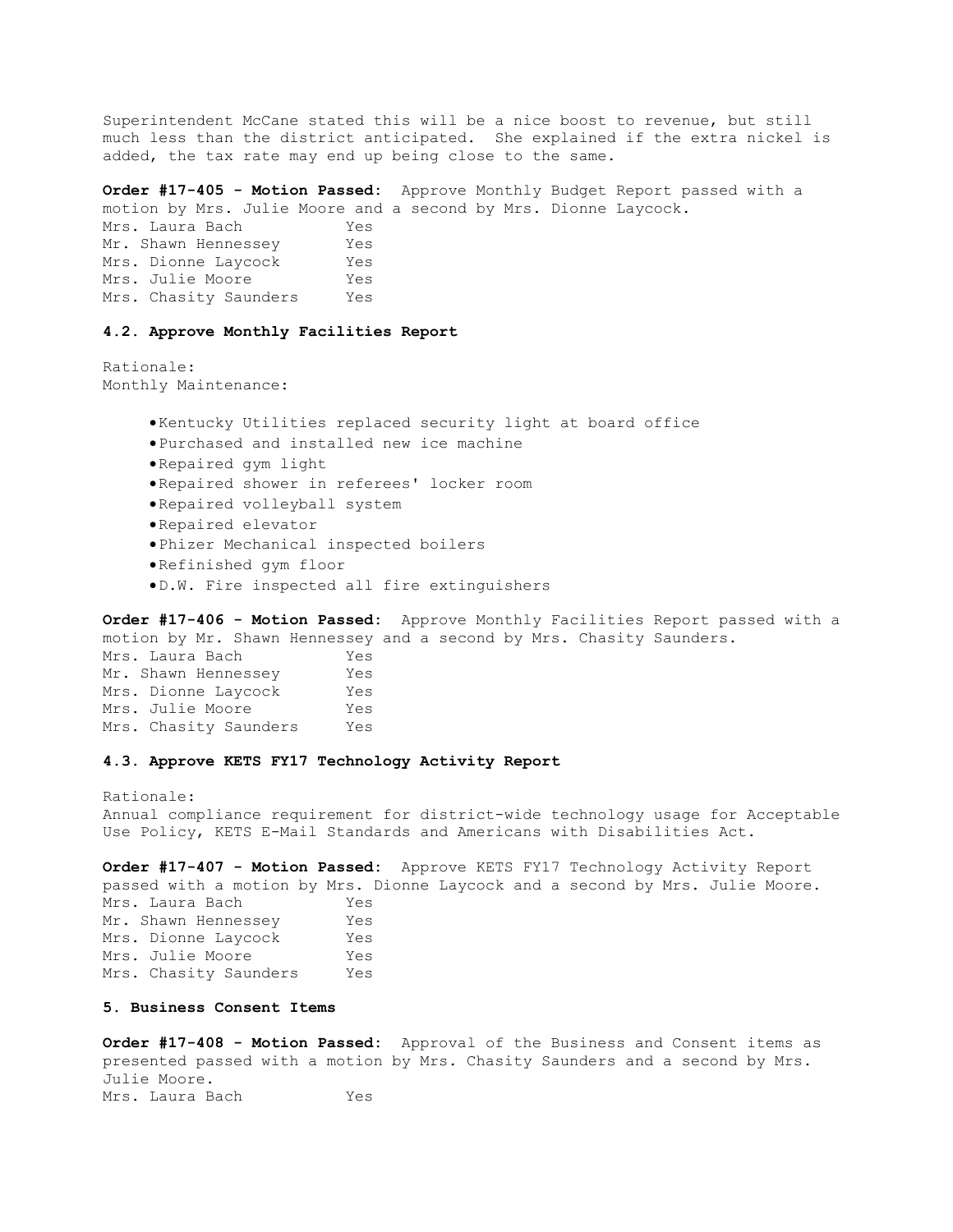Superintendent McCane stated this will be a nice boost to revenue, but still much less than the district anticipated. She explained if the extra nickel is added, the tax rate may end up being close to the same.

**Order #17-405 - Motion Passed:** Approve Monthly Budget Report passed with a motion by Mrs. Julie Moore and a second by Mrs. Dionne Laycock.

| | |
|---|---|
| Mrs. Laura Bach | Yes |
| Mr. Shawn Hennessey | Yes |
| Mrs. Dionne Laycock | Yes |
| Mrs. Julie Moore | Yes |
| Mrs. Chasity Saunders | Yes |

### 4.2. Approve Monthly Facilities Report

Rationale:
Monthly Maintenance:

- Kentucky Utilities replaced security light at board office
- Purchased and installed new ice machine
- Repaired gym light
- Repaired shower in referees' locker room
- Repaired volleyball system
- Repaired elevator
- Phizer Mechanical inspected boilers
- Refinished gym floor
- D.W. Fire inspected all fire extinguishers

**Order #17-406 - Motion Passed:** Approve Monthly Facilities Report passed with a motion by Mr. Shawn Hennessey and a second by Mrs. Chasity Saunders.

| | |
|---|---|
| Mrs. Laura Bach | Yes |
| Mr. Shawn Hennessey | Yes |
| Mrs. Dionne Laycock | Yes |
| Mrs. Julie Moore | Yes |
| Mrs. Chasity Saunders | Yes |

### 4.3. Approve KETS FY17 Technology Activity Report

Rationale:
Annual compliance requirement for district-wide technology usage for Acceptable Use Policy, KETS E-Mail Standards and Americans with Disabilities Act.

**Order #17-407 - Motion Passed:** Approve KETS FY17 Technology Activity Report passed with a motion by Mrs. Dionne Laycock and a second by Mrs. Julie Moore.

| | |
|---|---|
| Mrs. Laura Bach | Yes |
| Mr. Shawn Hennessey | Yes |
| Mrs. Dionne Laycock | Yes |
| Mrs. Julie Moore | Yes |
| Mrs. Chasity Saunders | Yes |

### 5. Business Consent Items

**Order #17-408 - Motion Passed:** Approval of the Business and Consent items as presented passed with a motion by Mrs. Chasity Saunders and a second by Mrs. Julie Moore.

| | |
|---|---|
| Mrs. Laura Bach | Yes |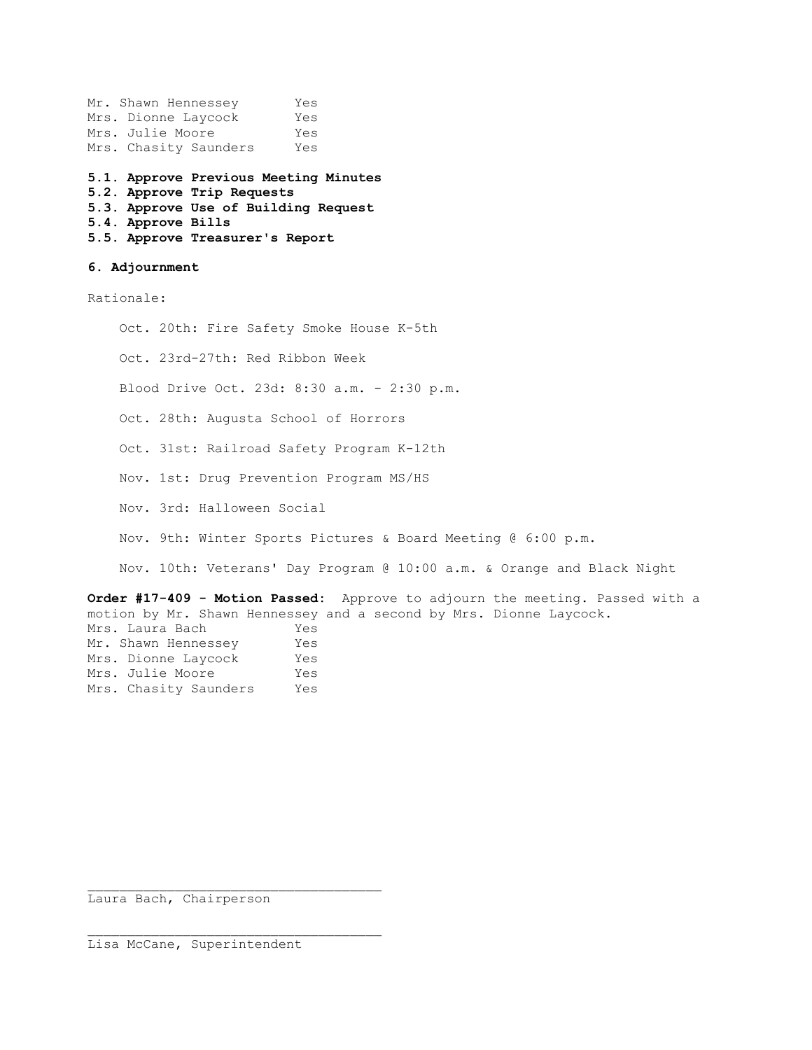| | |
|---|---|
| Mr. Shawn Hennessey | Yes |
| Mrs. Dionne Laycock | Yes |
| Mrs. Julie Moore | Yes |
| Mrs. Chasity Saunders | Yes |

**5.1. Approve Previous Meeting Minutes**
**5.2. Approve Trip Requests**
**5.3. Approve Use of Building Request**
**5.4. Approve Bills**
**5.5. Approve Treasurer's Report**

**6. Adjournment**

Rationale:

Oct. 20th: Fire Safety Smoke House K-5th

Oct. 23rd-27th: Red Ribbon Week

Blood Drive Oct. 23d: 8:30 a.m. - 2:30 p.m.

Oct. 28th: Augusta School of Horrors

Oct. 31st: Railroad Safety Program K-12th

Nov. 1st: Drug Prevention Program MS/HS

Nov. 3rd: Halloween Social

Nov. 9th: Winter Sports Pictures & Board Meeting @ 6:00 p.m.

Nov. 10th: Veterans' Day Program @ 10:00 a.m. & Orange and Black Night

**Order #17-409 - Motion Passed:** Approve to adjourn the meeting. Passed with a motion by Mr. Shawn Hennessey and a second by Mrs. Dionne Laycock.

| | |
|---|---|
| Mrs. Laura Bach | Yes |
| Mr. Shawn Hennessey | Yes |
| Mrs. Dionne Laycock | Yes |
| Mrs. Julie Moore | Yes |
| Mrs. Chasity Saunders | Yes |

_____________________________________
Laura Bach, Chairperson

_____________________________________
Lisa McCane, Superintendent